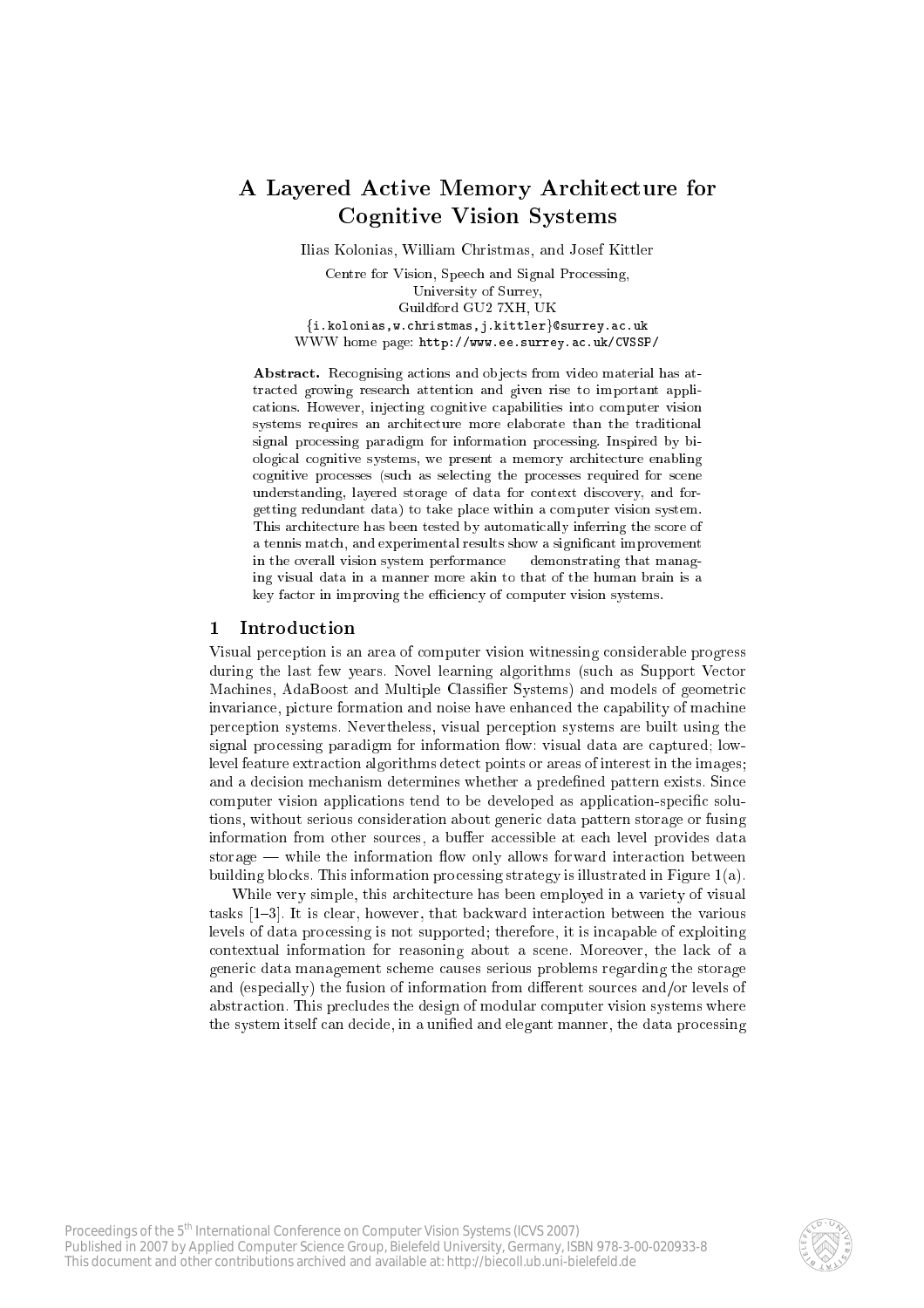# A Layered Active Memory Architecture for Cognitive Vision Systems

Ilias Kolonias, William Christmas, and Josef Kittler

Centre for Vision, Speech and Signal Processing,
University of Surrey,
Guildford GU2 7XH, UK
{i.kolonias,w.christmas,j.kittler}@surrey.ac.uk
WWW home page: http://www.ee.surrey.ac.uk/CVSSP/

**Abstract.** Recognising actions and objects from video material has attracted growing research attention and given rise to important applications. However, injecting cognitive capabilities into computer vision systems requires an architecture more elaborate than the traditional signal processing paradigm for information processing. Inspired by biological cognitive systems, we present a memory architecture enabling cognitive processes (such as selecting the processes required for scene understanding, layered storage of data for context discovery, and forgetting redundant data) to take place within a computer vision system. This architecture has been tested by automatically inferring the score of a tennis match, and experimental results show a significant improvement in the overall vision system performance demonstrating that managing visual data in a manner more akin to that of the human brain is a key factor in improving the efficiency of computer vision systems.

## 1 Introduction

Visual perception is an area of computer vision witnessing considerable progress during the last few years. Novel learning algorithms (such as Support Vector Machines, AdaBoost and Multiple Classifier Systems) and models of geometric invariance, picture formation and noise have enhanced the capability of machine perception systems. Nevertheless, visual perception systems are built using the signal processing paradigm for information flow: visual data are captured; low-level feature extraction algorithms detect points or areas of interest in the images; and a decision mechanism determines whether a predefined pattern exists. Since computer vision applications tend to be developed as application-specific solutions, without serious consideration about generic data pattern storage or fusing information from other sources, a buffer accessible at each level provides data storage — while the information flow only allows forward interaction between building blocks. This information processing strategy is illustrated in Figure 1(a).

While very simple, this architecture has been employed in a variety of visual tasks [1–3]. It is clear, however, that backward interaction between the various levels of data processing is not supported; therefore, it is incapable of exploiting contextual information for reasoning about a scene. Moreover, the lack of a generic data management scheme causes serious problems regarding the storage and (especially) the fusion of information from different sources and/or levels of abstraction. This precludes the design of modular computer vision systems where the system itself can decide, in a unified and elegant manner, the data processing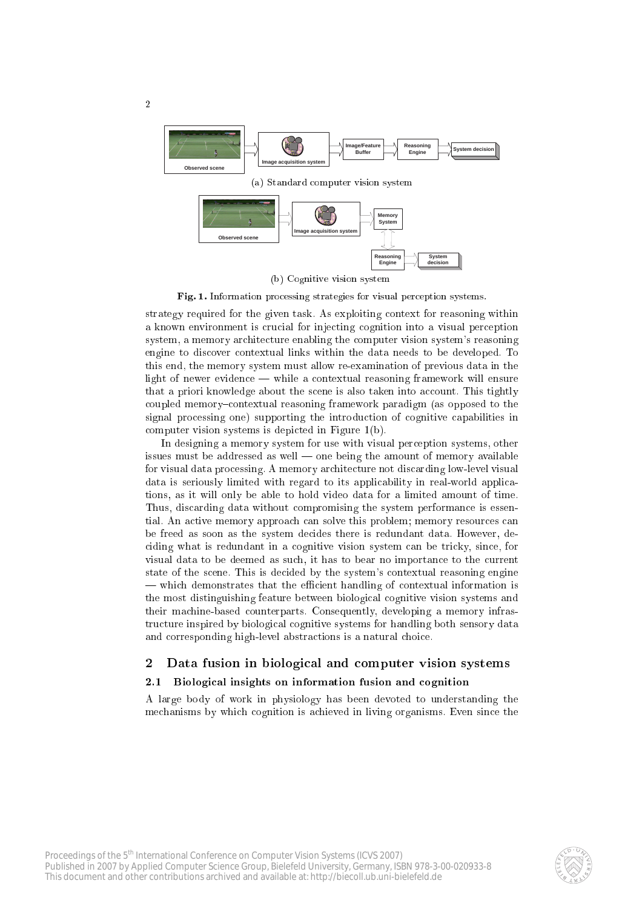(a) Standard computer vision system

(b) Cognitive vision system

**Fig. 1.** Information processing strategies for visual perception systems.

strategy required for the given task. As exploiting context for reasoning within a known environment is crucial for injecting cognition into a visual perception system, a memory architecture enabling the computer vision system's reasoning engine to discover contextual links within the data needs to be developed. To this end, the memory system must allow re-examination of previous data in the light of newer evidence — while a contextual reasoning framework will ensure that a priori knowledge about the scene is also taken into account. This tightly coupled memory–contextual reasoning framework paradigm (as opposed to the signal processing one) supporting the introduction of cognitive capabilities in computer vision systems is depicted in Figure 1(b).

In designing a memory system for use with visual perception systems, other issues must be addressed as well — one being the amount of memory available for visual data processing. A memory architecture not discarding low-level visual data is seriously limited with regard to its applicability in real-world applications, as it will only be able to hold video data for a limited amount of time. Thus, discarding data without compromising the system performance is essential. An active memory approach can solve this problem; memory resources can be freed as soon as the system decides there is redundant data. However, deciding what is redundant in a cognitive vision system can be tricky, since, for visual data to be deemed as such, it has to bear no importance to the current state of the scene. This is decided by the system's contextual reasoning engine — which demonstrates that the efficient handling of contextual information is the most distinguishing feature between biological cognitive vision systems and their machine-based counterparts. Consequently, developing a memory infrastructure inspired by biological cognitive systems for handling both sensory data and corresponding high-level abstractions is a natural choice.

## 2 Data fusion in biological and computer vision systems

### 2.1 Biological insights on information fusion and cognition

A large body of work in physiology has been devoted to understanding the mechanisms by which cognition is achieved in living organisms. Even since the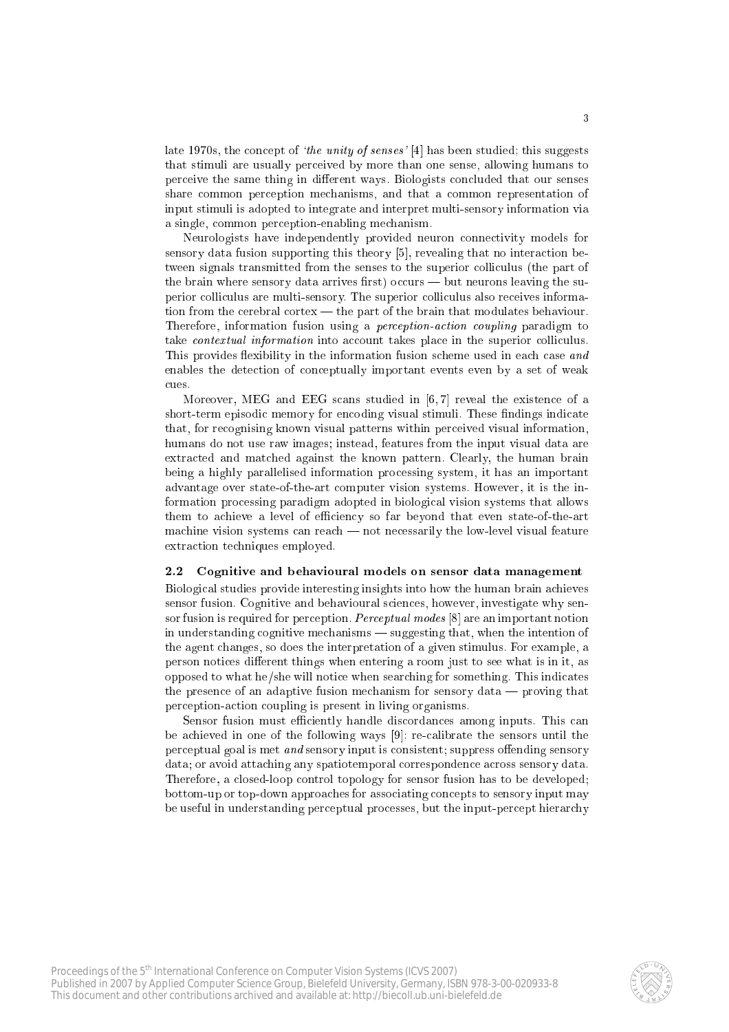late 1970s, the concept of *'the unity of senses'* [4] has been studied; this suggests that stimuli are usually perceived by more than one sense, allowing humans to perceive the same thing in different ways. Biologists concluded that our senses share common perception mechanisms, and that a common representation of input stimuli is adopted to integrate and interpret multi-sensory information via a single, common perception-enabling mechanism.

Neurologists have independently provided neuron connectivity models for sensory data fusion supporting this theory [5], revealing that no interaction between signals transmitted from the senses to the superior colliculus (the part of the brain where sensory data arrives first) occurs — but neurons leaving the superior colliculus are multi-sensory. The superior colliculus also receives information from the cerebral cortex — the part of the brain that modulates behaviour. Therefore, information fusion using a *perception-action coupling* paradigm to take *contextual information* into account takes place in the superior colliculus. This provides flexibility in the information fusion scheme used in each case *and* enables the detection of conceptually important events even by a set of weak cues.

Moreover, MEG and EEG scans studied in [6, 7] reveal the existence of a short-term episodic memory for encoding visual stimuli. These findings indicate that, for recognising known visual patterns within perceived visual information, humans do not use raw images; instead, features from the input visual data are extracted and matched against the known pattern. Clearly, the human brain being a highly parallelised information processing system, it has an important advantage over state-of-the-art computer vision systems. However, it is the information processing paradigm adopted in biological vision systems that allows them to achieve a level of efficiency so far beyond that even state-of-the-art machine vision systems can reach — not necessarily the low-level visual feature extraction techniques employed.

### 2.2 Cognitive and behavioural models on sensor data management

Biological studies provide interesting insights into how the human brain achieves sensor fusion. Cognitive and behavioural sciences, however, investigate why sensor fusion is required for perception. *Perceptual modes* [8] are an important notion in understanding cognitive mechanisms — suggesting that, when the intention of the agent changes, so does the interpretation of a given stimulus. For example, a person notices different things when entering a room just to see what is in it, as opposed to what he/she will notice when searching for something. This indicates the presence of an adaptive fusion mechanism for sensory data — proving that perception-action coupling is present in living organisms.

Sensor fusion must efficiently handle discordances among inputs. This can be achieved in one of the following ways [9]: re-calibrate the sensors until the perceptual goal is met *and* sensory input is consistent; suppress offending sensory data; or avoid attaching any spatiotemporal correspondence across sensory data. Therefore, a closed-loop control topology for sensor fusion has to be developed; bottom-up or top-down approaches for associating concepts to sensory input may be useful in understanding perceptual processes, but the input-percept hierarchy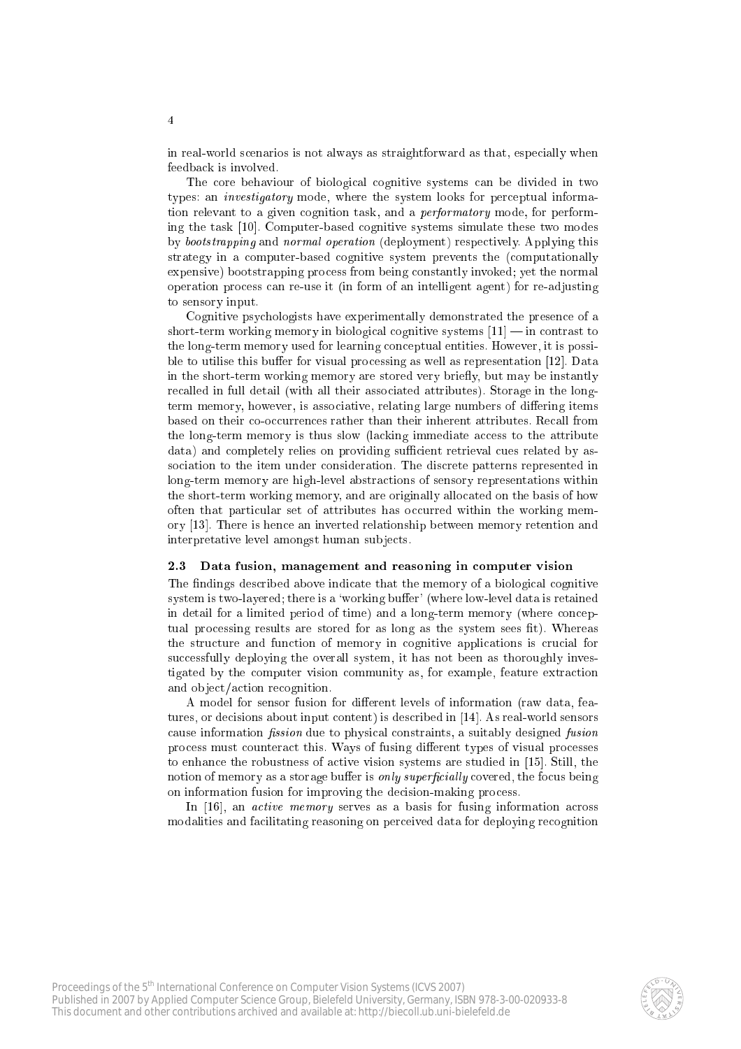in real-world scenarios is not always as straightforward as that, especially when feedback is involved.

The core behaviour of biological cognitive systems can be divided in two types: an *investigatory* mode, where the system looks for perceptual information relevant to a given cognition task, and a *performatory* mode, for performing the task [10]. Computer-based cognitive systems simulate these two modes by *bootstrapping* and *normal operation* (deployment) respectively. Applying this strategy in a computer-based cognitive system prevents the (computationally expensive) bootstrapping process from being constantly invoked; yet the normal operation process can re-use it (in form of an intelligent agent) for re-adjusting to sensory input.

Cognitive psychologists have experimentally demonstrated the presence of a short-term working memory in biological cognitive systems [11] — in contrast to the long-term memory used for learning conceptual entities. However, it is possible to utilise this buffer for visual processing as well as representation [12]. Data in the short-term working memory are stored very briefly, but may be instantly recalled in full detail (with all their associated attributes). Storage in the long-term memory, however, is associative, relating large numbers of differing items based on their co-occurrences rather than their inherent attributes. Recall from the long-term memory is thus slow (lacking immediate access to the attribute data) and completely relies on providing sufficient retrieval cues related by association to the item under consideration. The discrete patterns represented in long-term memory are high-level abstractions of sensory representations within the short-term working memory, and are originally allocated on the basis of how often that particular set of attributes has occurred within the working memory [13]. There is hence an inverted relationship between memory retention and interpretative level amongst human subjects.

### 2.3 Data fusion, management and reasoning in computer vision

The findings described above indicate that the memory of a biological cognitive system is two-layered; there is a 'working buffer' (where low-level data is retained in detail for a limited period of time) and a long-term memory (where conceptual processing results are stored for as long as the system sees fit). Whereas the structure and function of memory in cognitive applications is crucial for successfully deploying the overall system, it has not been as thoroughly investigated by the computer vision community as, for example, feature extraction and object/action recognition.

A model for sensor fusion for different levels of information (raw data, features, or decisions about input content) is described in [14]. As real-world sensors cause information *fission* due to physical constraints, a suitably designed *fusion* process must counteract this. Ways of fusing different types of visual processes to enhance the robustness of active vision systems are studied in [15]. Still, the notion of memory as a storage buffer is *only superficially* covered, the focus being on information fusion for improving the decision-making process.

In [16], an *active memory* serves as a basis for fusing information across modalities and facilitating reasoning on perceived data for deploying recognition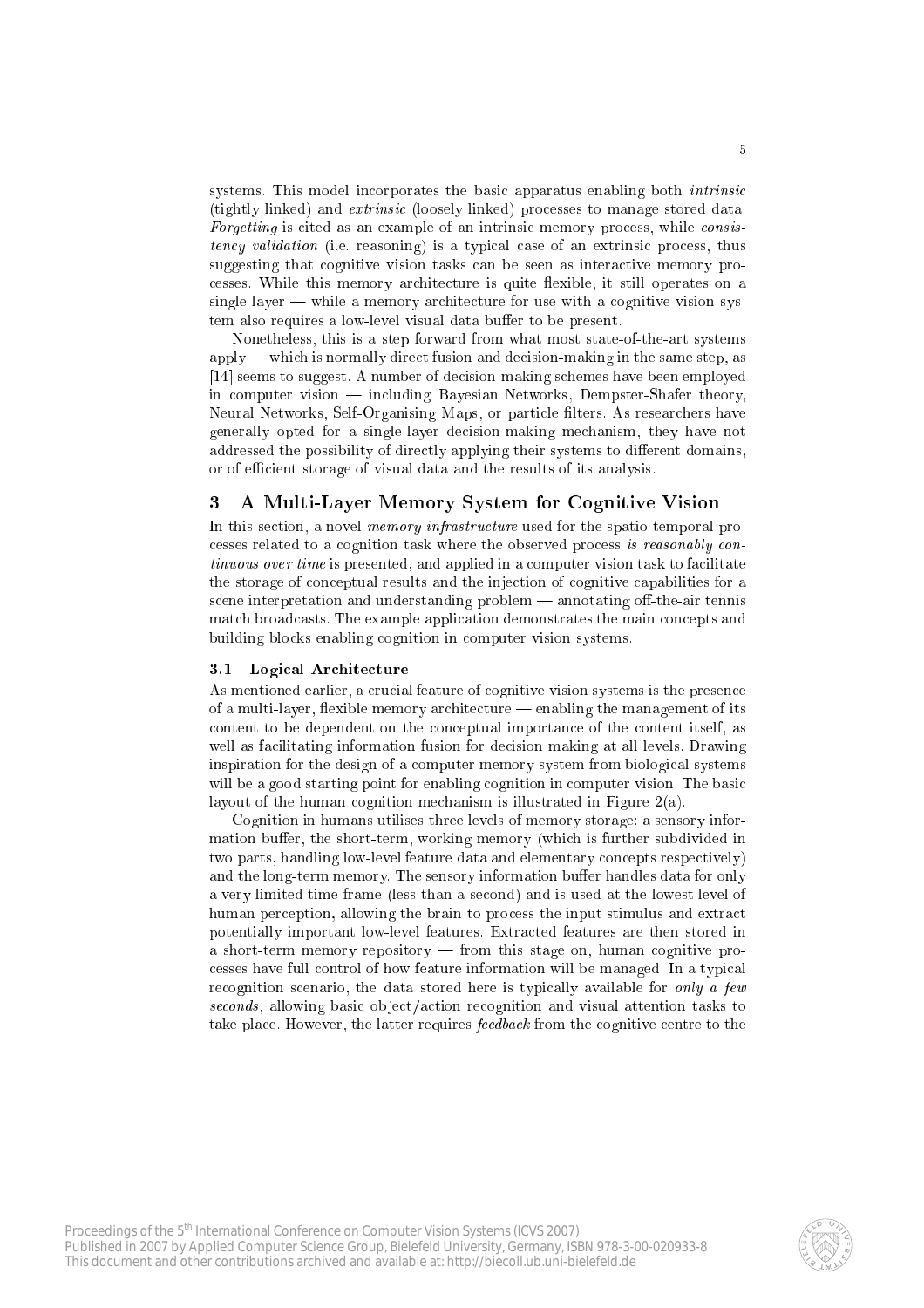systems. This model incorporates the basic apparatus enabling both *intrinsic* (tightly linked) and *extrinsic* (loosely linked) processes to manage stored data. *Forgetting* is cited as an example of an intrinsic memory process, while *consistency validation* (i.e. reasoning) is a typical case of an extrinsic process, thus suggesting that cognitive vision tasks can be seen as interactive memory processes. While this memory architecture is quite flexible, it still operates on a single layer — while a memory architecture for use with a cognitive vision system also requires a low-level visual data buffer to be present.

Nonetheless, this is a step forward from what most state-of-the-art systems apply — which is normally direct fusion and decision-making in the same step, as [14] seems to suggest. A number of decision-making schemes have been employed in computer vision — including Bayesian Networks, Dempster-Shafer theory, Neural Networks, Self-Organising Maps, or particle filters. As researchers have generally opted for a single-layer decision-making mechanism, they have not addressed the possibility of directly applying their systems to different domains, or of efficient storage of visual data and the results of its analysis.

## 3 A Multi-Layer Memory System for Cognitive Vision

In this section, a novel *memory infrastructure* used for the spatio-temporal processes related to a cognition task where the observed process *is reasonably continuous over time* is presented, and applied in a computer vision task to facilitate the storage of conceptual results and the injection of cognitive capabilities for a scene interpretation and understanding problem — annotating off-the-air tennis match broadcasts. The example application demonstrates the main concepts and building blocks enabling cognition in computer vision systems.

### 3.1 Logical Architecture

As mentioned earlier, a crucial feature of cognitive vision systems is the presence of a multi-layer, flexible memory architecture — enabling the management of its content to be dependent on the conceptual importance of the content itself, as well as facilitating information fusion for decision making at all levels. Drawing inspiration for the design of a computer memory system from biological systems will be a good starting point for enabling cognition in computer vision. The basic layout of the human cognition mechanism is illustrated in Figure 2(a).

Cognition in humans utilises three levels of memory storage: a sensory information buffer, the short-term, working memory (which is further subdivided in two parts, handling low-level feature data and elementary concepts respectively) and the long-term memory. The sensory information buffer handles data for only a very limited time frame (less than a second) and is used at the lowest level of human perception, allowing the brain to process the input stimulus and extract potentially important low-level features. Extracted features are then stored in a short-term memory repository — from this stage on, human cognitive processes have full control of how feature information will be managed. In a typical recognition scenario, the data stored here is typically available for *only a few seconds*, allowing basic object/action recognition and visual attention tasks to take place. However, the latter requires *feedback* from the cognitive centre to the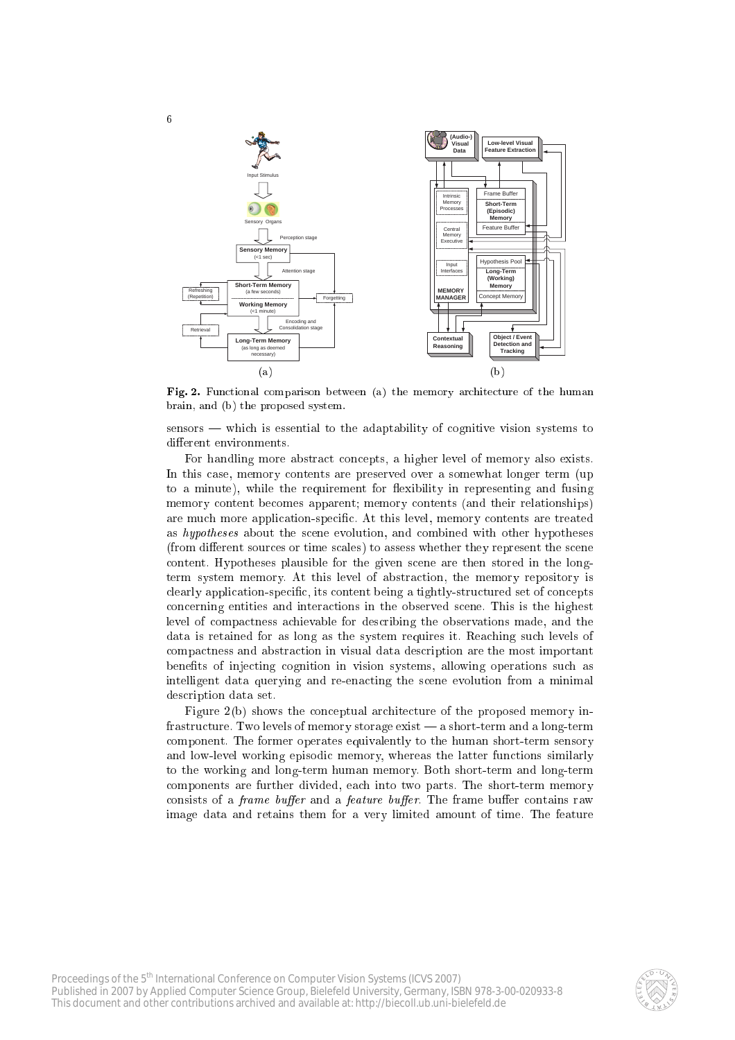**Fig. 2.** Functional comparison between (a) the memory architecture of the human brain, and (b) the proposed system.

sensors — which is essential to the adaptability of cognitive vision systems to different environments.

For handling more abstract concepts, a higher level of memory also exists. In this case, memory contents are preserved over a somewhat longer term (up to a minute), while the requirement for flexibility in representing and fusing memory content becomes apparent; memory contents (and their relationships) are much more application-specific. At this level, memory contents are treated as *hypotheses* about the scene evolution, and combined with other hypotheses (from different sources or time scales) to assess whether they represent the scene content. Hypotheses plausible for the given scene are then stored in the long-term system memory. At this level of abstraction, the memory repository is clearly application-specific, its content being a tightly-structured set of concepts concerning entities and interactions in the observed scene. This is the highest level of compactness achievable for describing the observations made, and the data is retained for as long as the system requires it. Reaching such levels of compactness and abstraction in visual data description are the most important benefits of injecting cognition in vision systems, allowing operations such as intelligent data querying and re-enacting the scene evolution from a minimal description data set.

Figure 2(b) shows the conceptual architecture of the proposed memory infrastructure. Two levels of memory storage exist — a short-term and a long-term component. The former operates equivalently to the human short-term sensory and low-level working episodic memory, whereas the latter functions similarly to the working and long-term human memory. Both short-term and long-term components are further divided, each into two parts. The short-term memory consists of a *frame buffer* and a *feature buffer*. The frame buffer contains raw image data and retains them for a very limited amount of time. The feature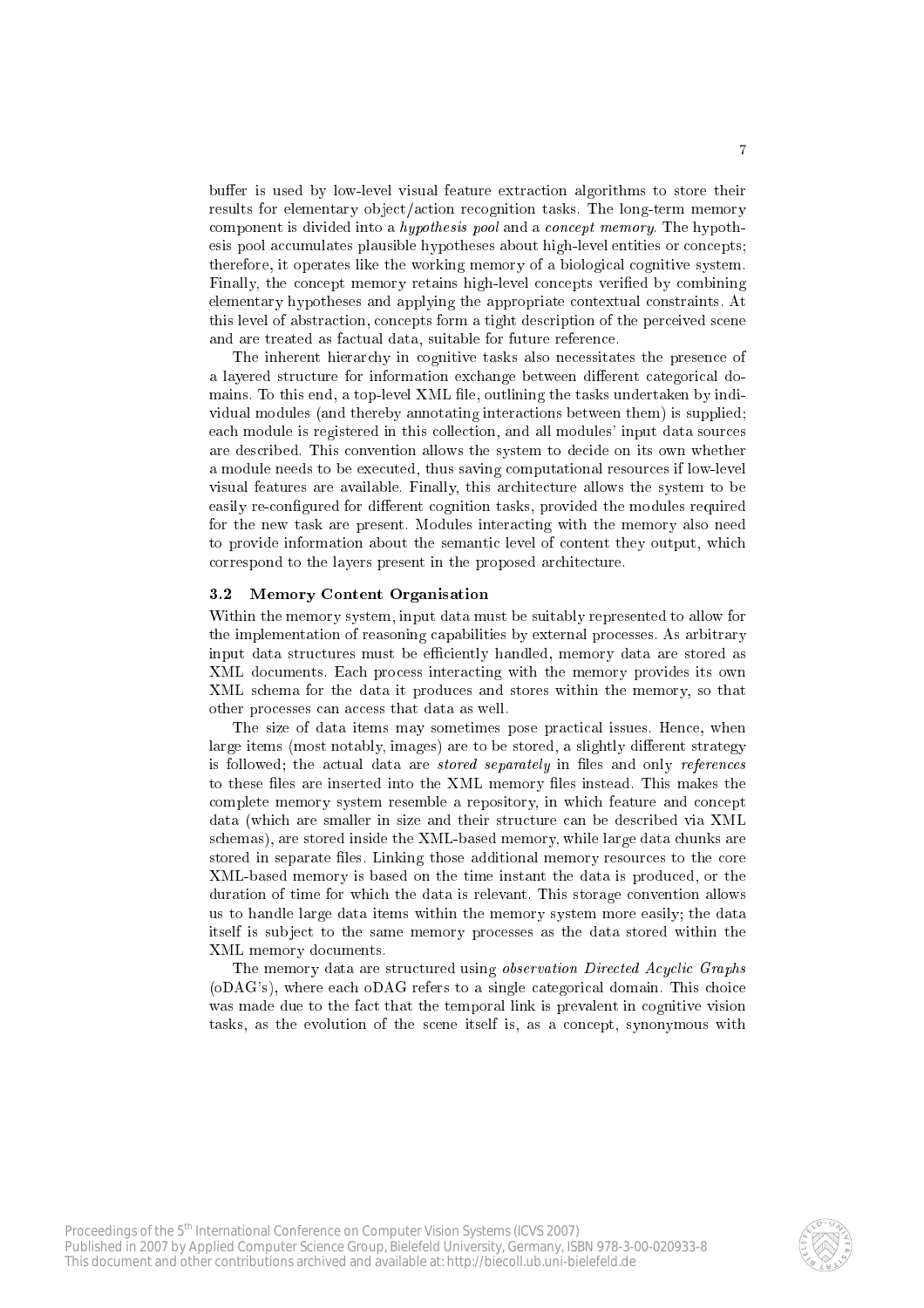buffer is used by low-level visual feature extraction algorithms to store their results for elementary object/action recognition tasks. The long-term memory component is divided into a *hypothesis pool* and a *concept memory*. The hypothesis pool accumulates plausible hypotheses about high-level entities or concepts; therefore, it operates like the working memory of a biological cognitive system. Finally, the concept memory retains high-level concepts verified by combining elementary hypotheses and applying the appropriate contextual constraints. At this level of abstraction, concepts form a tight description of the perceived scene and are treated as factual data, suitable for future reference.

The inherent hierarchy in cognitive tasks also necessitates the presence of a layered structure for information exchange between different categorical domains. To this end, a top-level XML file, outlining the tasks undertaken by individual modules (and thereby annotating interactions between them) is supplied; each module is registered in this collection, and all modules' input data sources are described. This convention allows the system to decide on its own whether a module needs to be executed, thus saving computational resources if low-level visual features are available. Finally, this architecture allows the system to be easily re-configured for different cognition tasks, provided the modules required for the new task are present. Modules interacting with the memory also need to provide information about the semantic level of content they output, which correspond to the layers present in the proposed architecture.

### 3.2 Memory Content Organisation

Within the memory system, input data must be suitably represented to allow for the implementation of reasoning capabilities by external processes. As arbitrary input data structures must be efficiently handled, memory data are stored as XML documents. Each process interacting with the memory provides its own XML schema for the data it produces and stores within the memory, so that other processes can access that data as well.

The size of data items may sometimes pose practical issues. Hence, when large items (most notably, images) are to be stored, a slightly different strategy is followed; the actual data are *stored separately* in files and only *references* to these files are inserted into the XML memory files instead. This makes the complete memory system resemble a repository, in which feature and concept data (which are smaller in size and their structure can be described via XML schemas), are stored inside the XML-based memory, while large data chunks are stored in separate files. Linking those additional memory resources to the core XML-based memory is based on the time instant the data is produced, or the duration of time for which the data is relevant. This storage convention allows us to handle large data items within the memory system more easily; the data itself is subject to the same memory processes as the data stored within the XML memory documents.

The memory data are structured using *observation Directed Acyclic Graphs* (oDAG's), where each oDAG refers to a single categorical domain. This choice was made due to the fact that the temporal link is prevalent in cognitive vision tasks, as the evolution of the scene itself is, as a concept, synonymous with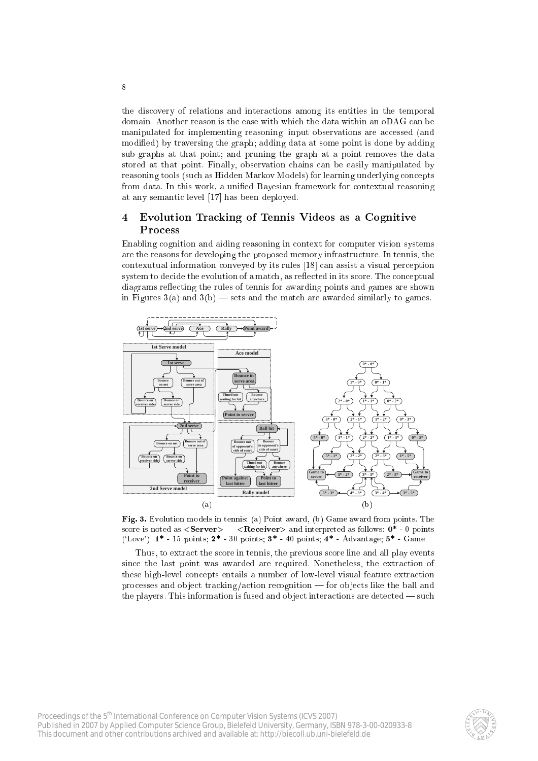the discovery of relations and interactions among its entities in the temporal domain. Another reason is the ease with which the data within an oDAG can be manipulated for implementing reasoning: input observations are accessed (and modified) by traversing the graph; adding data at some point is done by adding sub-graphs at that point; and pruning the graph at a point removes the data stored at that point. Finally, observation chains can be easily manipulated by reasoning tools (such as Hidden Markov Models) for learning underlying concepts from data. In this work, a unified Bayesian framework for contextual reasoning at any semantic level [17] has been deployed.

## 4 Evolution Tracking of Tennis Videos as a Cognitive Process

Enabling cognition and aiding reasoning in context for computer vision systems are the reasons for developing the proposed memory infrastructure. In tennis, the contexutual information conveyed by its rules [18] can assist a visual perception system to decide the evolution of a match, as reflected in its score. The conceptual diagrams reflecting the rules of tennis for awarding points and games are shown in Figures 3(a) and 3(b) — sets and the match are awarded similarly to games.

**Fig. 3.** Evolution models in tennis: (a) Point award, (b) Game award from points. The score is noted as **<Server>** **<Receiver>** and interpreted as follows: **0*** - 0 points ('Love'); **1*** - 15 points; **2*** - 30 points; **3*** - 40 points; **4*** - Advantage; **5*** - Game

Thus, to extract the score in tennis, the previous score line and all play events since the last point was awarded are required. Nonetheless, the extraction of these high-level concepts entails a number of low-level visual feature extraction processes and object tracking/action recognition — for objects like the ball and the players. This information is fused and object interactions are detected — such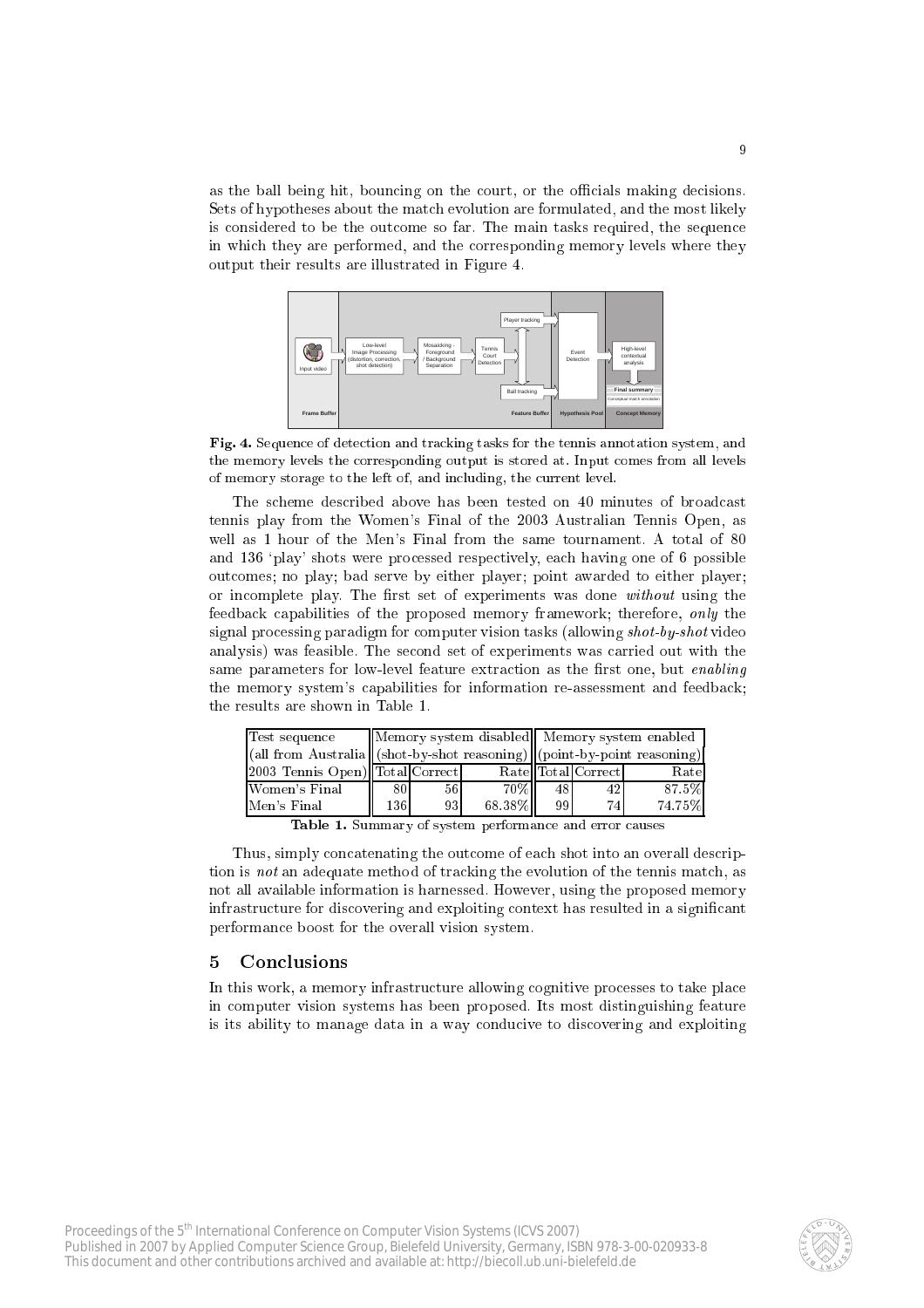as the ball being hit, bouncing on the court, or the officials making decisions. Sets of hypotheses about the match evolution are formulated, and the most likely is considered to be the outcome so far. The main tasks required, the sequence in which they are performed, and the corresponding memory levels where they output their results are illustrated in Figure 4.

**Fig. 4.** Sequence of detection and tracking tasks for the tennis annotation system, and the memory levels the corresponding output is stored at. Input comes from all levels of memory storage to the left of, and including, the current level.

The scheme described above has been tested on 40 minutes of broadcast tennis play from the Women's Final of the 2003 Australian Tennis Open, as well as 1 hour of the Men's Final from the same tournament. A total of 80 and 136 'play' shots were processed respectively, each having one of 6 possible outcomes; no play; bad serve by either player; point awarded to either player; or incomplete play. The first set of experiments was done *without* using the feedback capabilities of the proposed memory framework; therefore, *only* the signal processing paradigm for computer vision tasks (allowing *shot-by-shot* video analysis) was feasible. The second set of experiments was carried out with the same parameters for low-level feature extraction as the first one, but *enabling* the memory system's capabilities for information re-assessment and feedback; the results are shown in Table 1.

| Test sequence (all from Australia 2003 Tennis Open) | Memory system disabled (shot-by-shot reasoning) | | | Memory system enabled (point-by-point reasoning) | | |
|---|---|---|---|---|---|---|
| | Total | Correct | Rate | Total | Correct | Rate |
| Women's Final | 80 | 56 | 70% | 48 | 42 | 87.5% |
| Men's Final | 136 | 93 | 68.38% | 99 | 74 | 74.75% |

**Table 1.** Summary of system performance and error causes

Thus, simply concatenating the outcome of each shot into an overall description is *not* an adequate method of tracking the evolution of the tennis match, as not all available information is harnessed. However, using the proposed memory infrastructure for discovering and exploiting context has resulted in a significant performance boost for the overall vision system.

## 5 Conclusions

In this work, a memory infrastructure allowing cognitive processes to take place in computer vision systems has been proposed. Its most distinguishing feature is its ability to manage data in a way conducive to discovering and exploiting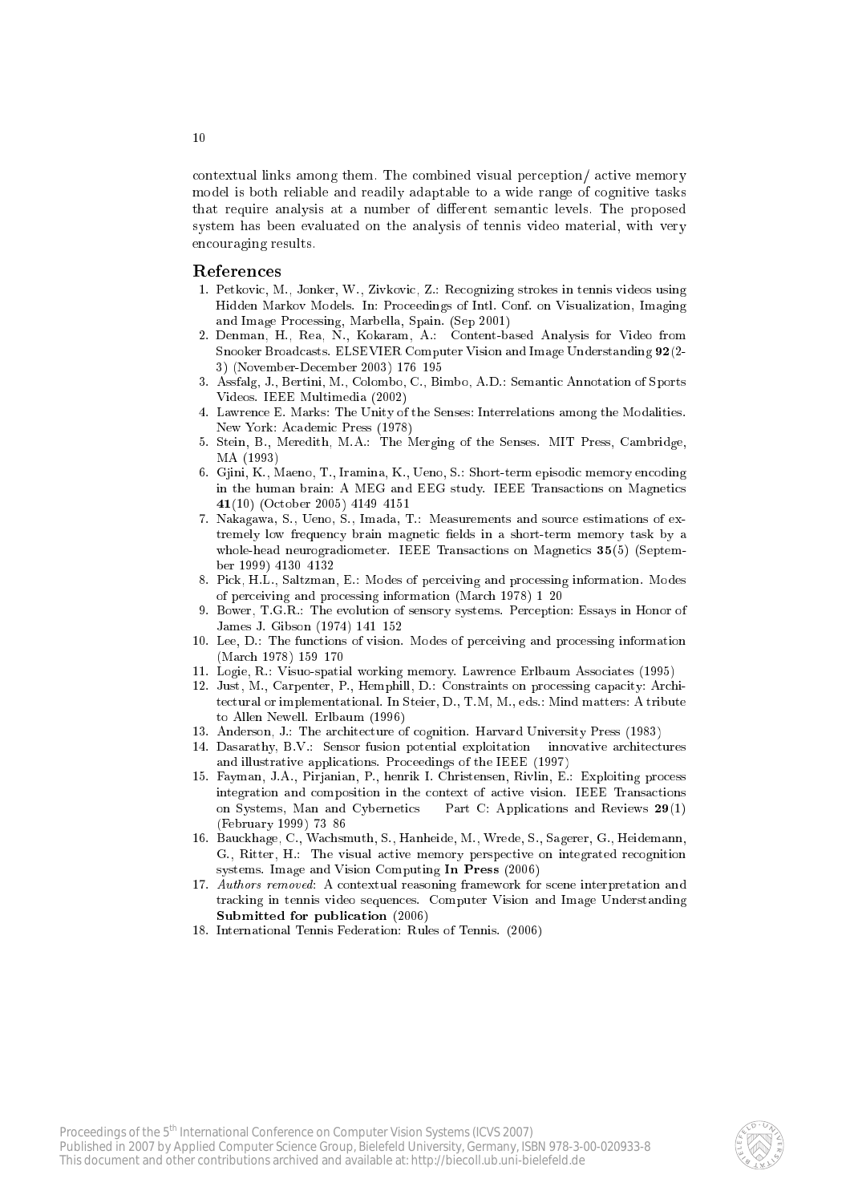contextual links among them. The combined visual perception/ active memory model is both reliable and readily adaptable to a wide range of cognitive tasks that require analysis at a number of different semantic levels. The proposed system has been evaluated on the analysis of tennis video material, with very encouraging results.

## References

1. Petkovic, M., Jonker, W., Zivkovic, Z.: Recognizing strokes in tennis videos using Hidden Markov Models. In: Proceedings of Intl. Conf. on Visualization, Imaging and Image Processing, Marbella, Spain. (Sep 2001)
2. Denman, H., Rea, N., Kokaram, A.: Content-based Analysis for Video from Snooker Broadcasts. ELSEVIER Computer Vision and Image Understanding **92**(2-3) (November-December 2003) 176 195
3. Assfalg, J., Bertini, M., Colombo, C., Bimbo, A.D.: Semantic Annotation of Sports Videos. IEEE Multimedia (2002)
4. Lawrence E. Marks: The Unity of the Senses: Interrelations among the Modalities. New York: Academic Press (1978)
5. Stein, B., Meredith, M.A.: The Merging of the Senses. MIT Press, Cambridge, MA (1993)
6. Gjini, K., Maeno, T., Iramina, K., Ueno, S.: Short-term episodic memory encoding in the human brain: A MEG and EEG study. IEEE Transactions on Magnetics **41**(10) (October 2005) 4149 4151
7. Nakagawa, S., Ueno, S., Imada, T.: Measurements and source estimations of extremely low frequency brain magnetic fields in a short-term memory task by a whole-head neurogradiometer. IEEE Transactions on Magnetics **35**(5) (September 1999) 4130 4132
8. Pick, H.L., Saltzman, E.: Modes of perceiving and processing information. Modes of perceiving and processing information (March 1978) 1 20
9. Bower, T.G.R.: The evolution of sensory systems. Perception: Essays in Honor of James J. Gibson (1974) 141 152
10. Lee, D.: The functions of vision. Modes of perceiving and processing information (March 1978) 159 170
11. Logie, R.: Visuo-spatial working memory. Lawrence Erlbaum Associates (1995)
12. Just, M., Carpenter, P., Hemphill, D.: Constraints on processing capacity: Architectural or implementational. In Steier, D., T.M, M., eds.: Mind matters: A tribute to Allen Newell. Erlbaum (1996)
13. Anderson, J.: The architecture of cognition. Harvard University Press (1983)
14. Dasarathy, B.V.: Sensor fusion potential exploitation innovative architectures and illustrative applications. Proceedings of the IEEE (1997)
15. Fayman, J.A., Pirjanian, P., henrik I. Christensen, Rivlin, E.: Exploiting process integration and composition in the context of active vision. IEEE Transactions on Systems, Man and Cybernetics Part C: Applications and Reviews **29**(1) (February 1999) 73 86
16. Bauckhage, C., Wachsmuth, S., Hanheide, M., Wrede, S., Sagerer, G., Heidemann, G., Ritter, H.: The visual active memory perspective on integrated recognition systems. Image and Vision Computing **In Press** (2006)
17. *Authors removed*: A contextual reasoning framework for scene interpretation and tracking in tennis video sequences. Computer Vision and Image Understanding **Submitted for publication** (2006)
18. International Tennis Federation: Rules of Tennis. (2006)